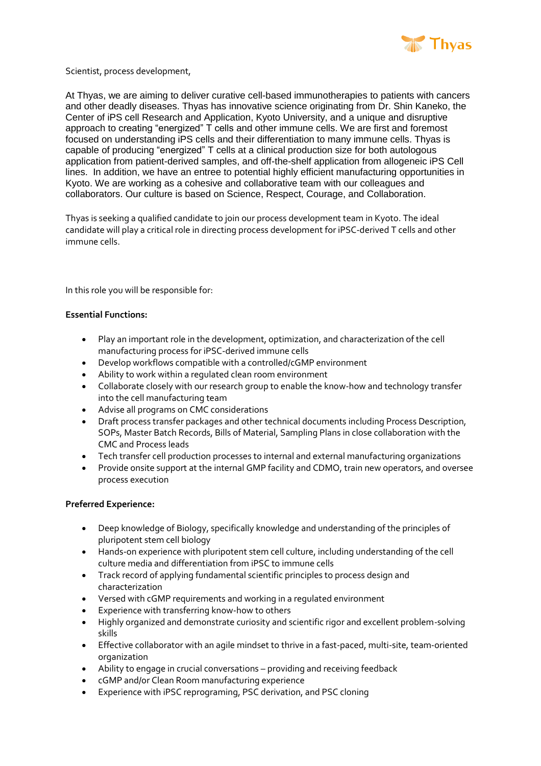Scientist, process development,

At Thyas, we are aiming to deliver curative cell-based immunotherapies to patients with cancers and other deadly diseases. Thyas has innovative science originating from Dr. Shin Kaneko, the Center of iPS cell Research and Application, Kyoto University, and a unique and disruptive approach to creating "energized" T cells and other immune cells. We are first and foremost focused on understanding iPS cells and their differentiation to many immune cells. Thyas is capable of producing "energized" T cells at a clinical production size for both autologous application from patient-derived samples, and off-the-shelf application from allogeneic iPS Cell lines. In addition, we have an entree to potential highly efficient manufacturing opportunities in Kyoto. We are working as a cohesive and collaborative team with our colleagues and collaborators. Our culture is based on Science, Respect, Courage, and Collaboration.

Thyas is seeking a qualified candidate to join our process development team in Kyoto. The ideal candidate will play a critical role in directing process development for iPSC-derived T cells and other immune cells.

In this role you will be responsible for:

**Essential Functions:**

- Play an important role in the development, optimization, and characterization of the cell manufacturing process for iPSC-derived immune cells
- Develop workflows compatible with a controlled/cGMP environment
- Ability to work within a regulated clean room environment
- Collaborate closely with our research group to enable the know-how and technology transfer into the cell manufacturing team
- Advise all programs on CMC considerations
- Draft process transfer packages and other technical documents including Process Description, SOPs, Master Batch Records, Bills of Material, Sampling Plans in close collaboration with the CMC and Process leads
- Tech transfer cell production processes to internal and external manufacturing organizations
- Provide onsite support at the internal GMP facility and CDMO, train new operators, and oversee process execution

**Preferred Experience:**

- Deep knowledge of Biology, specifically knowledge and understanding of the principles of pluripotent stem cell biology
- Hands-on experience with pluripotent stem cell culture, including understanding of the cell culture media and differentiation from iPSC to immune cells
- Track record of applying fundamental scientific principles to process design and characterization
- Versed with cGMP requirements and working in a regulated environment
- Experience with transferring know-how to others
- Highly organized and demonstrate curiosity and scientific rigor and excellent problem-solving skills
- Effective collaborator with an agile mindset to thrive in a fast-paced, multi-site, team-oriented organization
- Ability to engage in crucial conversations – providing and receiving feedback
- cGMP and/or Clean Room manufacturing experience
- Experience with iPSC reprograming, PSC derivation, and PSC cloning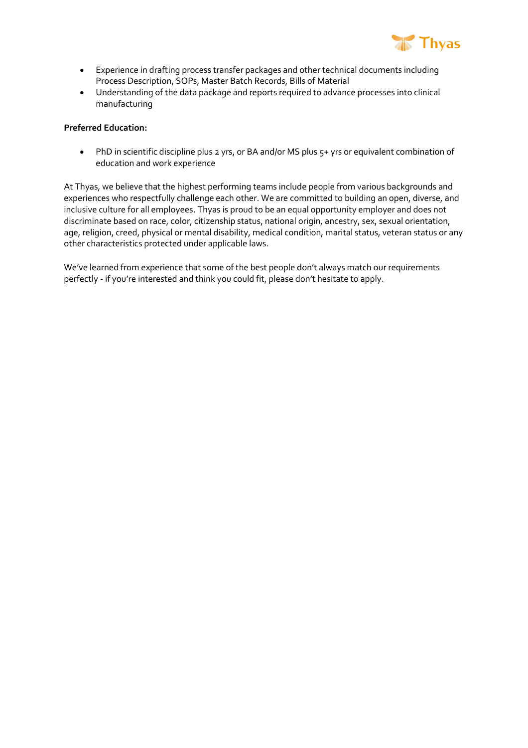- Experience in drafting process transfer packages and other technical documents including Process Description, SOPs, Master Batch Records, Bills of Material
- Understanding of the data package and reports required to advance processes into clinical manufacturing

**Preferred Education:**

- PhD in scientific discipline plus 2 yrs, or BA and/or MS plus 5+ yrs or equivalent combination of education and work experience

At Thyas, we believe that the highest performing teams include people from various backgrounds and experiences who respectfully challenge each other. We are committed to building an open, diverse, and inclusive culture for all employees. Thyas is proud to be an equal opportunity employer and does not discriminate based on race, color, citizenship status, national origin, ancestry, sex, sexual orientation, age, religion, creed, physical or mental disability, medical condition, marital status, veteran status or any other characteristics protected under applicable laws.

We've learned from experience that some of the best people don't always match our requirements perfectly - if you're interested and think you could fit, please don't hesitate to apply.